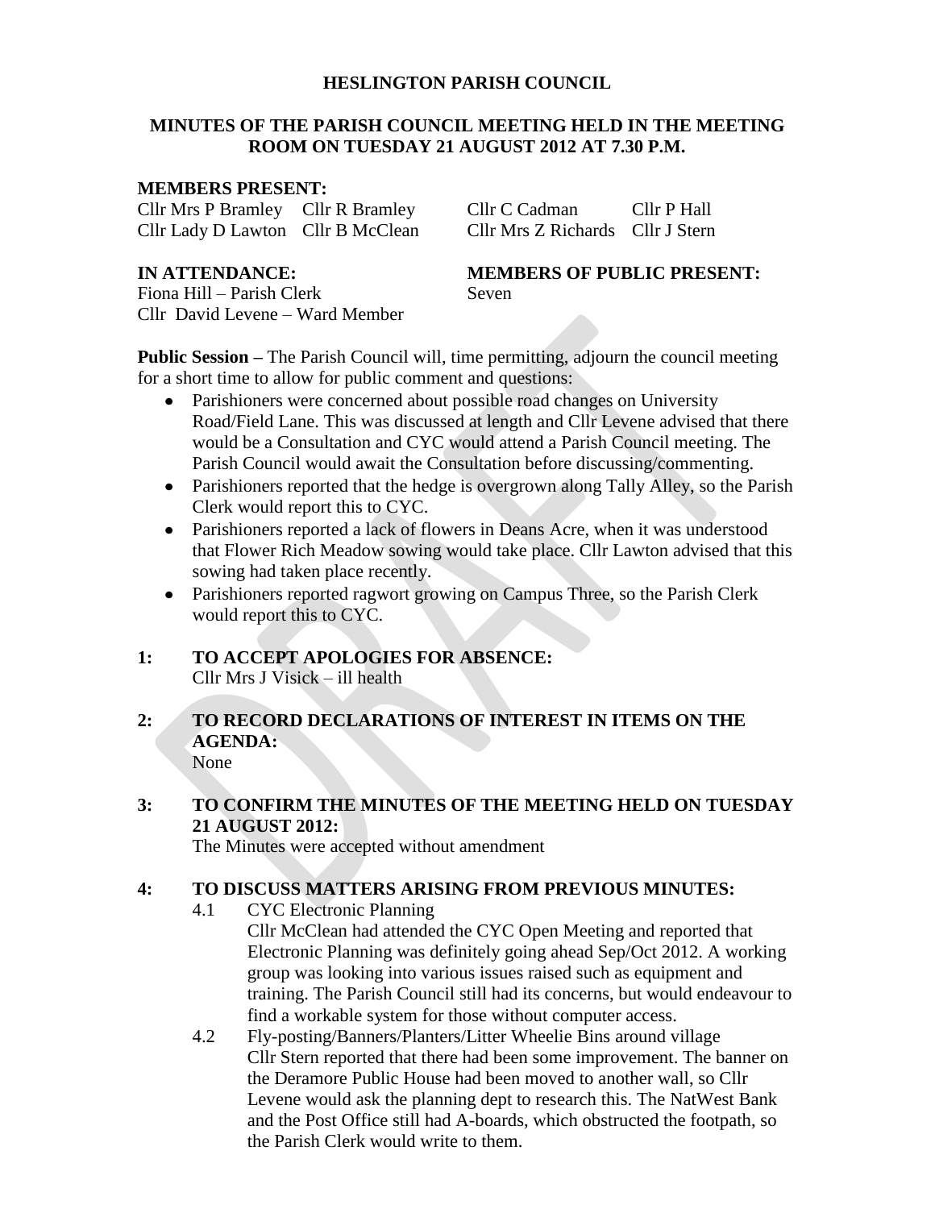# HESLINGTON PARISH COUNCIL

## MINUTES OF THE PARISH COUNCIL MEETING HELD IN THE MEETING ROOM ON TUESDAY 21 AUGUST 2012 AT 7.30 P.M.

**MEMBERS PRESENT:**

Cllr Mrs P Bramley, Cllr R Bramley, Cllr C Cadman, Cllr P Hall, Cllr Lady D Lawton, Cllr B McClean, Cllr Mrs Z Richards, Cllr J Stern

**IN ATTENDANCE:**

Fiona Hill – Parish Clerk
Cllr David Levene – Ward Member

**MEMBERS OF PUBLIC PRESENT:**

Seven

**Public Session –** The Parish Council will, time permitting, adjourn the council meeting for a short time to allow for public comment and questions:

- Parishioners were concerned about possible road changes on University Road/Field Lane. This was discussed at length and Cllr Levene advised that there would be a Consultation and CYC would attend a Parish Council meeting. The Parish Council would await the Consultation before discussing/commenting.
- Parishioners reported that the hedge is overgrown along Tally Alley, so the Parish Clerk would report this to CYC.
- Parishioners reported a lack of flowers in Deans Acre, when it was understood that Flower Rich Meadow sowing would take place. Cllr Lawton advised that this sowing had taken place recently.
- Parishioners reported ragwort growing on Campus Three, so the Parish Clerk would report this to CYC.

**1: TO ACCEPT APOLOGIES FOR ABSENCE:**

Cllr Mrs J Visick – ill health

**2: TO RECORD DECLARATIONS OF INTEREST IN ITEMS ON THE AGENDA:**

None

**3: TO CONFIRM THE MINUTES OF THE MEETING HELD ON TUESDAY 21 AUGUST 2012:**

The Minutes were accepted without amendment

**4: TO DISCUSS MATTERS ARISING FROM PREVIOUS MINUTES:**

4.1 CYC Electronic Planning

Cllr McClean had attended the CYC Open Meeting and reported that Electronic Planning was definitely going ahead Sep/Oct 2012. A working group was looking into various issues raised such as equipment and training. The Parish Council still had its concerns, but would endeavour to find a workable system for those without computer access.

4.2 Fly-posting/Banners/Planters/Litter Wheelie Bins around village

Cllr Stern reported that there had been some improvement. The banner on the Deramore Public House had been moved to another wall, so Cllr Levene would ask the planning dept to research this. The NatWest Bank and the Post Office still had A-boards, which obstructed the footpath, so the Parish Clerk would write to them.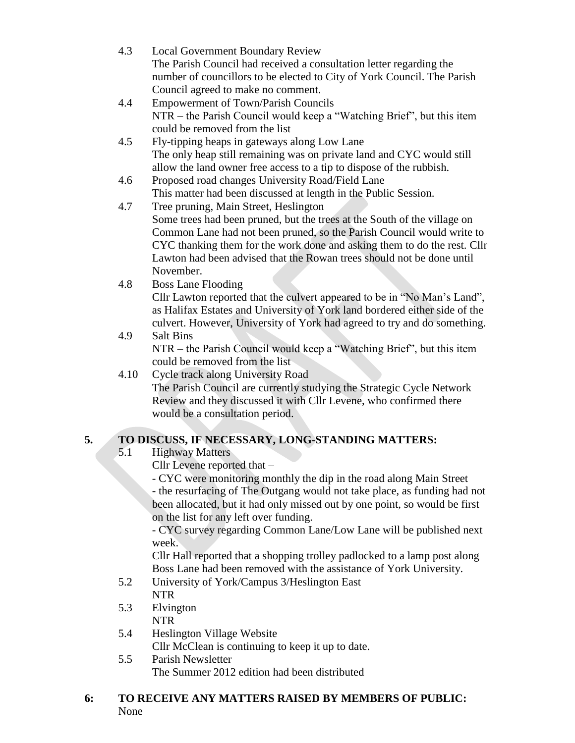4.3 Local Government Boundary Review
The Parish Council had received a consultation letter regarding the number of councillors to be elected to City of York Council. The Parish Council agreed to make no comment.

4.4 Empowerment of Town/Parish Councils
NTR – the Parish Council would keep a "Watching Brief", but this item could be removed from the list

4.5 Fly-tipping heaps in gateways along Low Lane
The only heap still remaining was on private land and CYC would still allow the land owner free access to a tip to dispose of the rubbish.

4.6 Proposed road changes University Road/Field Lane
This matter had been discussed at length in the Public Session.

4.7 Tree pruning, Main Street, Heslington
Some trees had been pruned, but the trees at the South of the village on Common Lane had not been pruned, so the Parish Council would write to CYC thanking them for the work done and asking them to do the rest. Cllr Lawton had been advised that the Rowan trees should not be done until November.

4.8 Boss Lane Flooding
Cllr Lawton reported that the culvert appeared to be in "No Man's Land", as Halifax Estates and University of York land bordered either side of the culvert. However, University of York had agreed to try and do something.

4.9 Salt Bins
NTR – the Parish Council would keep a "Watching Brief", but this item could be removed from the list

4.10 Cycle track along University Road
The Parish Council are currently studying the Strategic Cycle Network Review and they discussed it with Cllr Levene, who confirmed there would be a consultation period.

## 5. TO DISCUSS, IF NECESSARY, LONG-STANDING MATTERS:

5.1 Highway Matters
Cllr Levene reported that –
- CYC were monitoring monthly the dip in the road along Main Street
- the resurfacing of The Outgang would not take place, as funding had not been allocated, but it had only missed out by one point, so would be first on the list for any left over funding.
- CYC survey regarding Common Lane/Low Lane will be published next week.

Cllr Hall reported that a shopping trolley padlocked to a lamp post along Boss Lane had been removed with the assistance of York University.

5.2 University of York/Campus 3/Heslington East
NTR

5.3 Elvington
NTR

5.4 Heslington Village Website
Cllr McClean is continuing to keep it up to date.

5.5 Parish Newsletter
The Summer 2012 edition had been distributed

## 6: TO RECEIVE ANY MATTERS RAISED BY MEMBERS OF PUBLIC:

None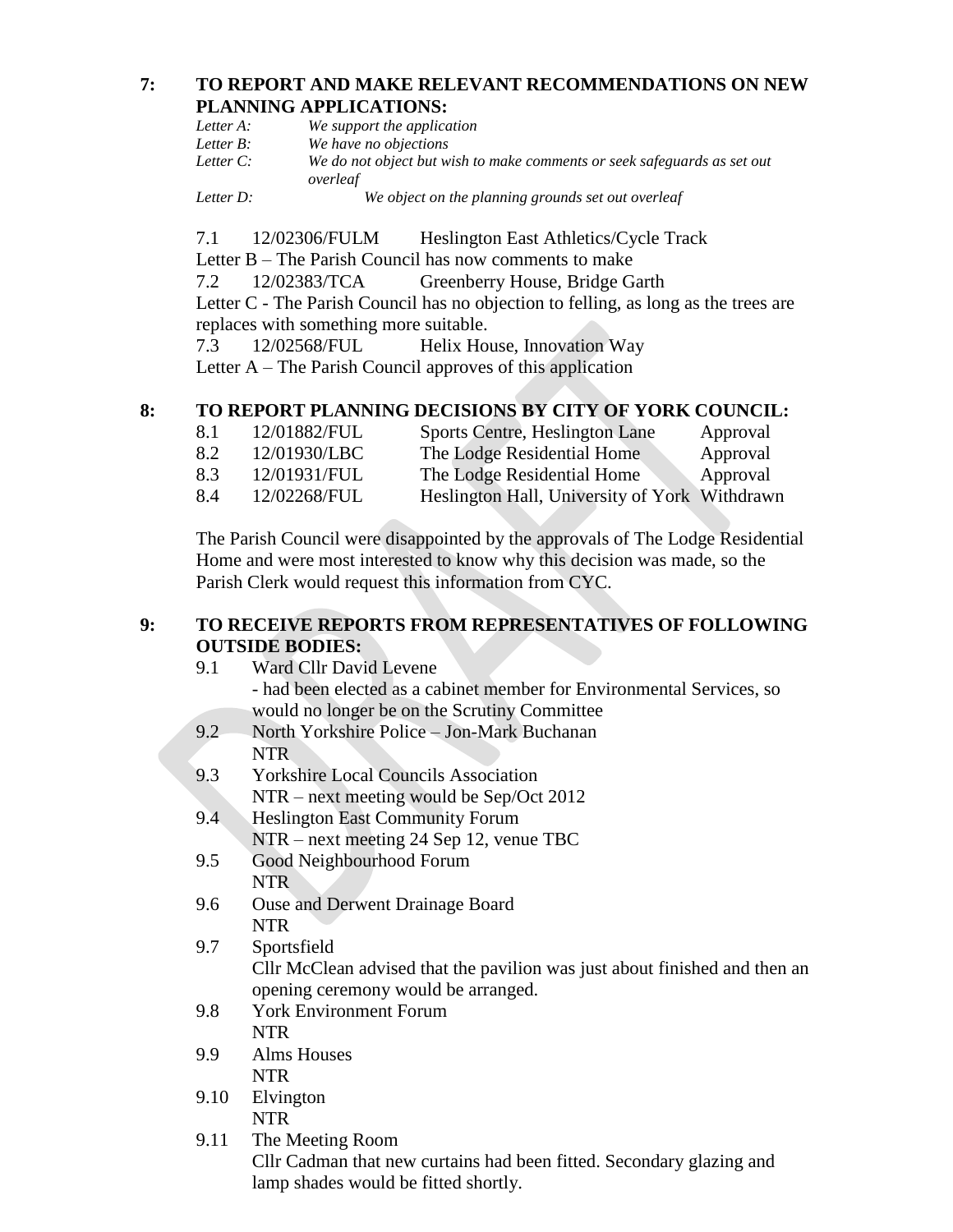## 7: TO REPORT AND MAKE RELEVANT RECOMMENDATIONS ON NEW PLANNING APPLICATIONS:

*Letter A:* *We support the application*
*Letter B:* *We have no objections*
*Letter C:* *We do not object but wish to make comments or seek safeguards as set out overleaf*
*Letter D:* *We object on the planning grounds set out overleaf*

7.1 12/02306/FULM Heslington East Athletics/Cycle Track
Letter B – The Parish Council has now comments to make
7.2 12/02383/TCA Greenberry House, Bridge Garth
Letter C - The Parish Council has no objection to felling, as long as the trees are replaces with something more suitable.
7.3 12/02568/FUL Helix House, Innovation Way
Letter A – The Parish Council approves of this application

## 8: TO REPORT PLANNING DECISIONS BY CITY OF YORK COUNCIL:

| | | | |
|---|---|---|---|
| 8.1 | 12/01882/FUL | Sports Centre, Heslington Lane | Approval |
| 8.2 | 12/01930/LBC | The Lodge Residential Home | Approval |
| 8.3 | 12/01931/FUL | The Lodge Residential Home | Approval |
| 8.4 | 12/02268/FUL | Heslington Hall, University of York | Withdrawn |

The Parish Council were disappointed by the approvals of The Lodge Residential Home and were most interested to know why this decision was made, so the Parish Clerk would request this information from CYC.

## 9: TO RECEIVE REPORTS FROM REPRESENTATIVES OF FOLLOWING OUTSIDE BODIES:

9.1 Ward Cllr David Levene
- had been elected as a cabinet member for Environmental Services, so would no longer be on the Scrutiny Committee

9.2 North Yorkshire Police – Jon-Mark Buchanan
NTR

9.3 Yorkshire Local Councils Association
NTR – next meeting would be Sep/Oct 2012

9.4 Heslington East Community Forum
NTR – next meeting 24 Sep 12, venue TBC

9.5 Good Neighbourhood Forum
NTR

9.6 Ouse and Derwent Drainage Board
NTR

9.7 Sportsfield
Cllr McClean advised that the pavilion was just about finished and then an opening ceremony would be arranged.

9.8 York Environment Forum
NTR

9.9 Alms Houses
NTR

9.10 Elvington
NTR

9.11 The Meeting Room
Cllr Cadman that new curtains had been fitted. Secondary glazing and lamp shades would be fitted shortly.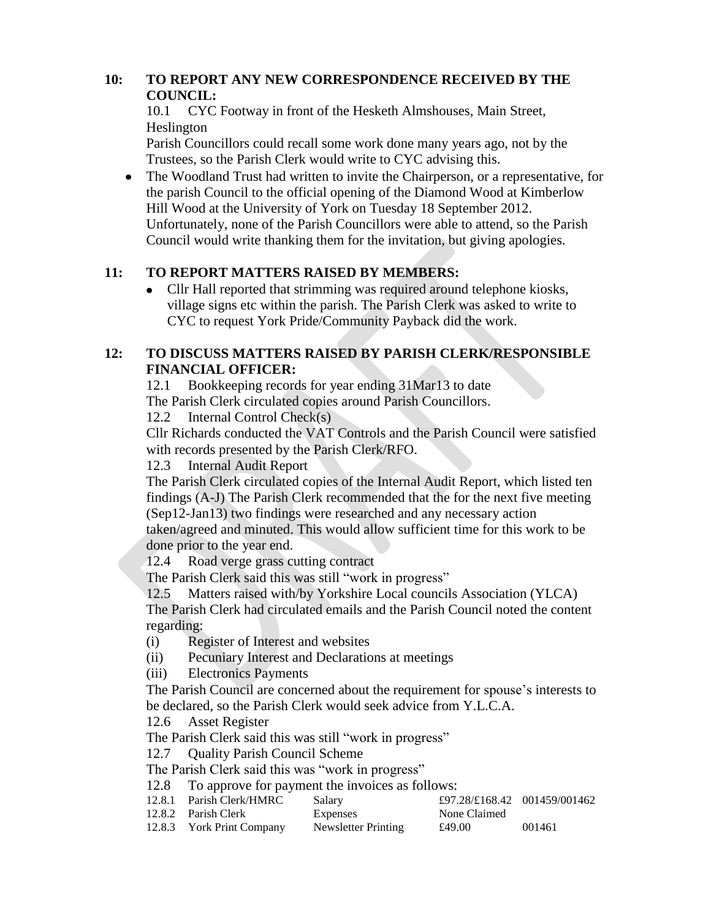## 10: TO REPORT ANY NEW CORRESPONDENCE RECEIVED BY THE COUNCIL:

10.1 CYC Footway in front of the Hesketh Almshouses, Main Street, Heslington

Parish Councillors could recall some work done many years ago, not by the Trustees, so the Parish Clerk would write to CYC advising this.

- The Woodland Trust had written to invite the Chairperson, or a representative, for the parish Council to the official opening of the Diamond Wood at Kimberlow Hill Wood at the University of York on Tuesday 18 September 2012. Unfortunately, none of the Parish Councillors were able to attend, so the Parish Council would write thanking them for the invitation, but giving apologies.

## 11: TO REPORT MATTERS RAISED BY MEMBERS:

- Cllr Hall reported that strimming was required around telephone kiosks, village signs etc within the parish. The Parish Clerk was asked to write to CYC to request York Pride/Community Payback did the work.

## 12: TO DISCUSS MATTERS RAISED BY PARISH CLERK/RESPONSIBLE FINANCIAL OFFICER:

12.1 Bookkeeping records for year ending 31Mar13 to date

The Parish Clerk circulated copies around Parish Councillors.

12.2 Internal Control Check(s)

Cllr Richards conducted the VAT Controls and the Parish Council were satisfied with records presented by the Parish Clerk/RFO.

12.3 Internal Audit Report

The Parish Clerk circulated copies of the Internal Audit Report, which listed ten findings (A-J) The Parish Clerk recommended that the for the next five meeting (Sep12-Jan13) two findings were researched and any necessary action taken/agreed and minuted. This would allow sufficient time for this work to be done prior to the year end.

12.4 Road verge grass cutting contract

The Parish Clerk said this was still "work in progress"

12.5 Matters raised with/by Yorkshire Local councils Association (YLCA)

The Parish Clerk had circulated emails and the Parish Council noted the content regarding:

(i) Register of Interest and websites

(ii) Pecuniary Interest and Declarations at meetings

(iii) Electronics Payments

The Parish Council are concerned about the requirement for spouse's interests to be declared, so the Parish Clerk would seek advice from Y.L.C.A.

12.6 Asset Register

The Parish Clerk said this was still "work in progress"

12.7 Quality Parish Council Scheme

The Parish Clerk said this was "work in progress"

12.8 To approve for payment the invoices as follows:

| | | | | |
|---|---|---|---|---|
| 12.8.1 | Parish Clerk/HMRC | Salary | £97.28/£168.42 | 001459/001462 |
| 12.8.2 | Parish Clerk | Expenses | None Claimed | |
| 12.8.3 | York Print Company | Newsletter Printing | £49.00 | 001461 |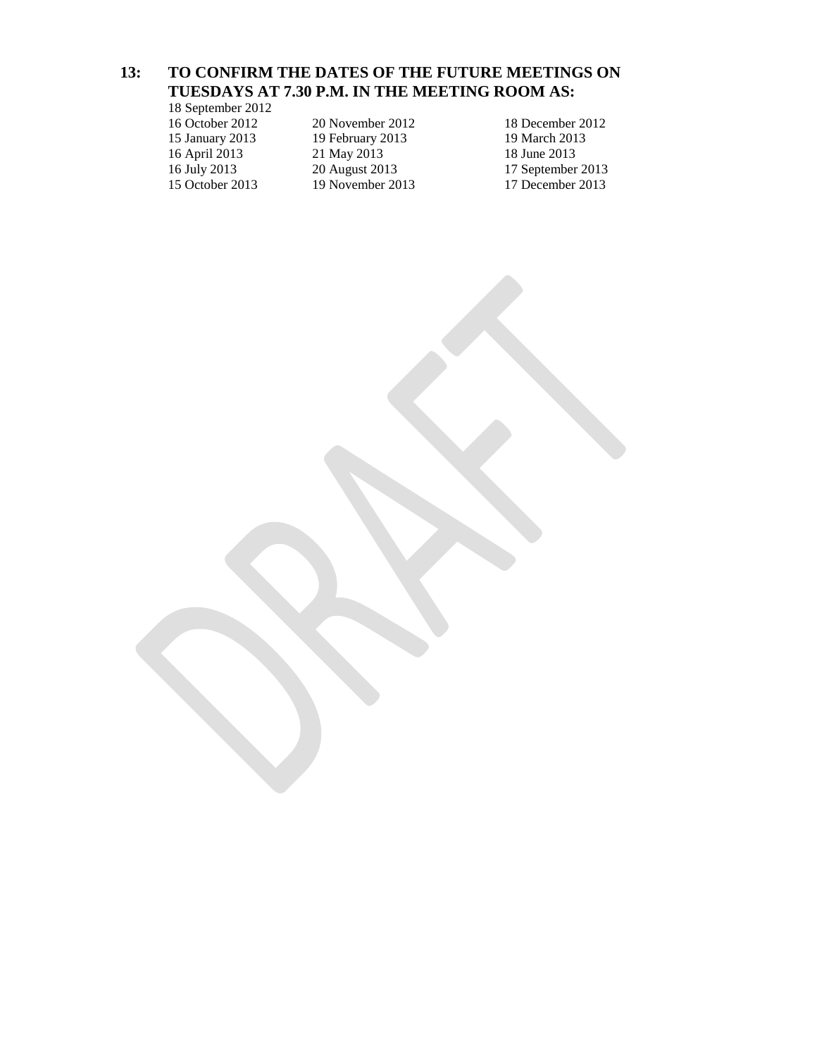## 13: TO CONFIRM THE DATES OF THE FUTURE MEETINGS ON TUESDAYS AT 7.30 P.M. IN THE MEETING ROOM AS:

18 September 2012

| | | |
|---|---|---|
| 16 October 2012 | 20 November 2012 | 18 December 2012 |
| 15 January 2013 | 19 February 2013 | 19 March 2013 |
| 16 April 2013 | 21 May 2013 | 18 June 2013 |
| 16 July 2013 | 20 August 2013 | 17 September 2013 |
| 15 October 2013 | 19 November 2013 | 17 December 2013 |